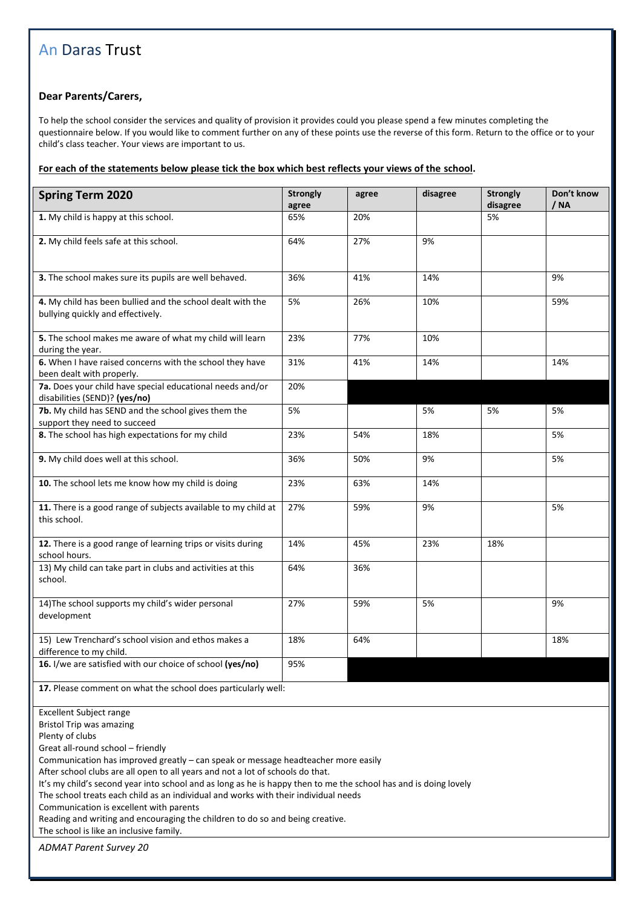# An Daras Trust

**Dear Parents/Carers,**

To help the school consider the services and quality of provision it provides could you please spend a few minutes completing the questionnaire below. If you would like to comment further on any of these points use the reverse of this form. Return to the office or to your child's class teacher. Your views are important to us.

**For each of the statements below please tick the box which best reflects your views of the school.**

| Spring Term 2020 | Strongly agree | agree | disagree | Strongly disagree | Don't know / NA |
|---|---|---|---|---|---|
| **1.** My child is happy at this school. | 65% | 20% | | 5% | |
| **2.** My child feels safe at this school. | 64% | 27% | 9% | | |
| **3.** The school makes sure its pupils are well behaved. | 36% | 41% | 14% | | 9% |
| **4.** My child has been bullied and the school dealt with the bullying quickly and effectively. | 5% | 26% | 10% | | 59% |
| **5.** The school makes me aware of what my child will learn during the year. | 23% | 77% | 10% | | |
| **6.** When I have raised concerns with the school they have been dealt with properly. | 31% | 41% | 14% | | 14% |
| **7a.** Does your child have special educational needs and/or disabilities (SEND)? **(yes/no)** | 20% | | | | |
| **7b.** My child has SEND and the school gives them the support they need to succeed | 5% | | 5% | 5% | 5% |
| **8.** The school has high expectations for my child | 23% | 54% | 18% | | 5% |
| **9.** My child does well at this school. | 36% | 50% | 9% | | 5% |
| **10.** The school lets me know how my child is doing | 23% | 63% | 14% | | |
| **11.** There is a good range of subjects available to my child at this school. | 27% | 59% | 9% | | 5% |
| **12.** There is a good range of learning trips or visits during school hours. | 14% | 45% | 23% | 18% | |
| 13) My child can take part in clubs and activities at this school. | 64% | 36% | | | |
| 14)The school supports my child's wider personal development | 27% | 59% | 5% | | 9% |
| 15) Lew Trenchard's school vision and ethos makes a difference to my child. | 18% | 64% | | | 18% |
| **16.** I/we are satisfied with our choice of school **(yes/no)** | 95% | | | | |

**17.** Please comment on what the school does particularly well:

Excellent Subject range
Bristol Trip was amazing
Plenty of clubs
Great all-round school – friendly
Communication has improved greatly – can speak or message headteacher more easily
After school clubs are all open to all years and not a lot of schools do that.
It's my child's second year into school and as long as he is happy then to me the school has and is doing lovely
The school treats each child as an individual and works with their individual needs
Communication is excellent with parents
Reading and writing and encouraging the children to do so and being creative.
The school is like an inclusive family.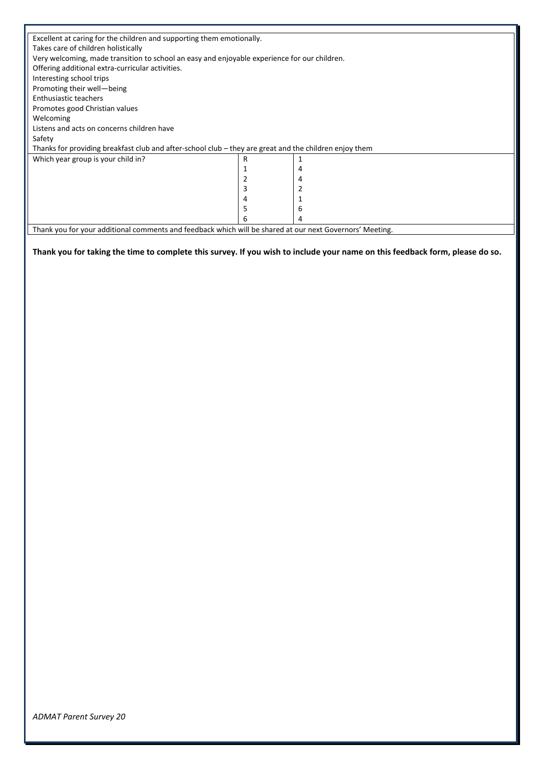| | | |
|---|---|---|
| Excellent at caring for the children and supporting them emotionally.<br>Takes care of children holistically<br>Very welcoming, made transition to school an easy and enjoyable experience for our children.<br>Offering additional extra-curricular activities.<br>Interesting school trips<br>Promoting their well—being<br>Enthusiastic teachers<br>Promotes good Christian values<br>Welcoming<br>Listens and acts on concerns children have<br>Safety<br>Thanks for providing breakfast club and after-school club – they are great and the children enjoy them | | |
| Which year group is your child in? | R | 1 |
| | 1 | 4 |
| | 2 | 4 |
| | 3 | 2 |
| | 4 | 1 |
| | 5 | 6 |
| | 6 | 4 |
| Thank you for your additional comments and feedback which will be shared at our next Governors' Meeting. | | |

**Thank you for taking the time to complete this survey. If you wish to include your name on this feedback form, please do so.**

*ADMAT Parent Survey 20*